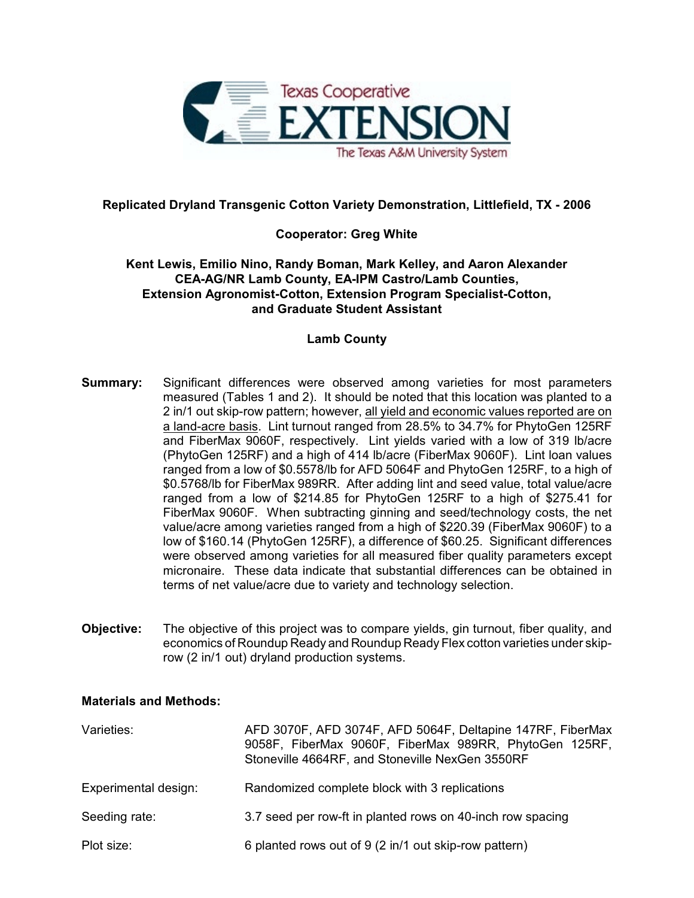# Replicated Dryland Transgenic Cotton Variety Demonstration, Littlefield, TX - 2006

**Cooperator: Greg White**

**Kent Lewis, Emilio Nino, Randy Boman, Mark Kelley, and Aaron Alexander**
**CEA-AG/NR Lamb County, EA-IPM Castro/Lamb Counties, Extension Agronomist-Cotton, Extension Program Specialist-Cotton, and Graduate Student Assistant**

**Lamb County**

**Summary:** Significant differences were observed among varieties for most parameters measured (Tables 1 and 2). It should be noted that this location was planted to a 2 in/1 out skip-row pattern; however, <u>all yield and economic values reported are on a land-acre basis</u>. Lint turnout ranged from 28.5% to 34.7% for PhytoGen 125RF and FiberMax 9060F, respectively. Lint yields varied with a low of 319 lb/acre (PhytoGen 125RF) and a high of 414 lb/acre (FiberMax 9060F). Lint loan values ranged from a low of $0.5578/lb for AFD 5064F and PhytoGen 125RF, to a high of $0.5768/lb for FiberMax 989RR. After adding lint and seed value, total value/acre ranged from a low of $214.85 for PhytoGen 125RF to a high of $275.41 for FiberMax 9060F. When subtracting ginning and seed/technology costs, the net value/acre among varieties ranged from a high of $220.39 (FiberMax 9060F) to a low of $160.14 (PhytoGen 125RF), a difference of $60.25. Significant differences were observed among varieties for all measured fiber quality parameters except micronaire. These data indicate that substantial differences can be obtained in terms of net value/acre due to variety and technology selection.

**Objective:** The objective of this project was to compare yields, gin turnout, fiber quality, and economics of Roundup Ready and Roundup Ready Flex cotton varieties under skip-row (2 in/1 out) dryland production systems.

**Materials and Methods:**

| | |
|---|---|
| Varieties: | AFD 3070F, AFD 3074F, AFD 5064F, Deltapine 147RF, FiberMax 9058F, FiberMax 9060F, FiberMax 989RR, PhytoGen 125RF, Stoneville 4664RF, and Stoneville NexGen 3550RF |
| Experimental design: | Randomized complete block with 3 replications |
| Seeding rate: | 3.7 seed per row-ft in planted rows on 40-inch row spacing |
| Plot size: | 6 planted rows out of 9 (2 in/1 out skip-row pattern) |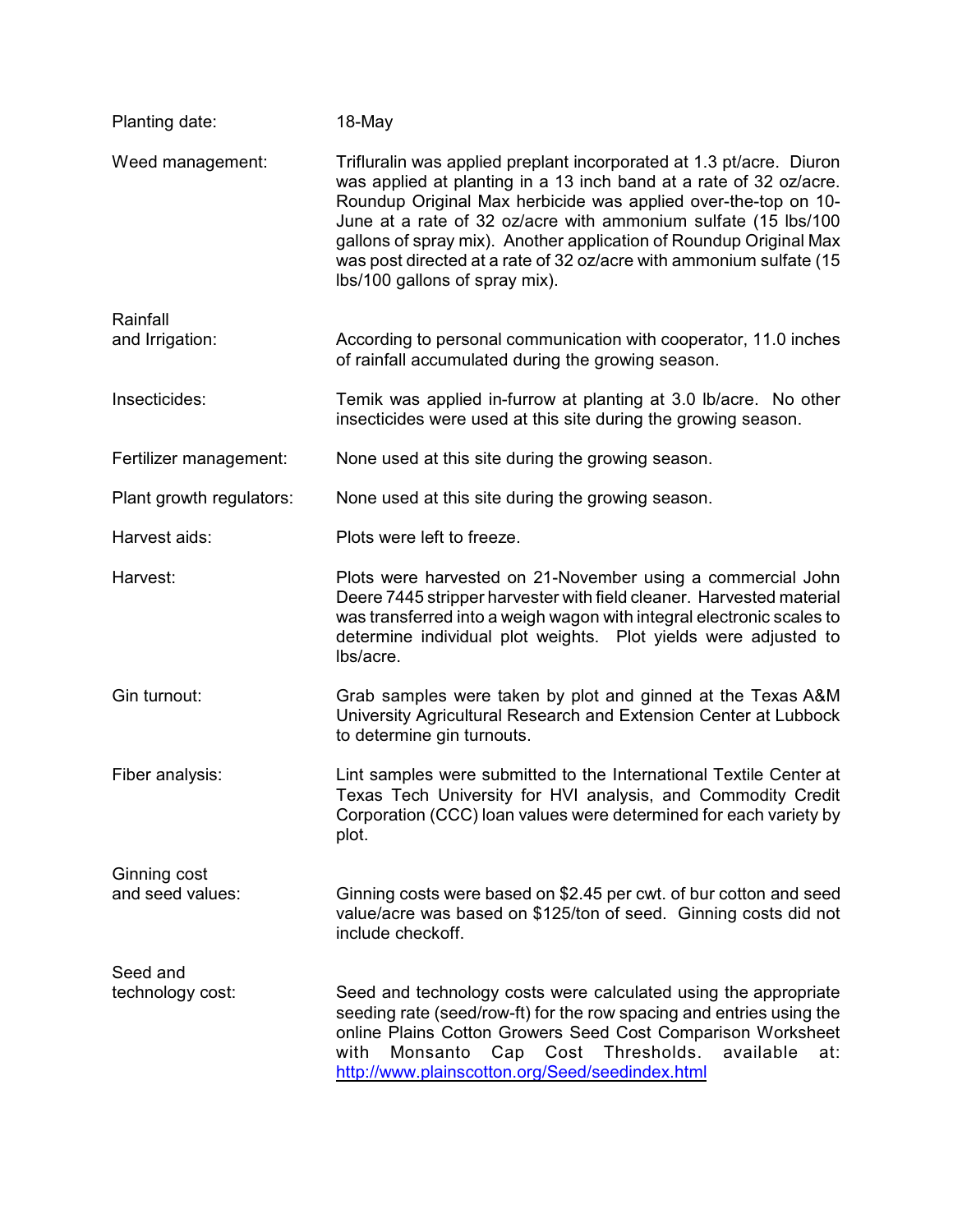| | |
|---|---|
| Planting date: | 18-May |
| Weed management: | Trifluralin was applied preplant incorporated at 1.3 pt/acre. Diuron was applied at planting in a 13 inch band at a rate of 32 oz/acre. Roundup Original Max herbicide was applied over-the-top on 10-June at a rate of 32 oz/acre with ammonium sulfate (15 lbs/100 gallons of spray mix). Another application of Roundup Original Max was post directed at a rate of 32 oz/acre with ammonium sulfate (15 lbs/100 gallons of spray mix). |
| Rainfall and Irrigation: | According to personal communication with cooperator, 11.0 inches of rainfall accumulated during the growing season. |
| Insecticides: | Temik was applied in-furrow at planting at 3.0 lb/acre. No other insecticides were used at this site during the growing season. |
| Fertilizer management: | None used at this site during the growing season. |
| Plant growth regulators: | None used at this site during the growing season. |
| Harvest aids: | Plots were left to freeze. |
| Harvest: | Plots were harvested on 21-November using a commercial John Deere 7445 stripper harvester with field cleaner. Harvested material was transferred into a weigh wagon with integral electronic scales to determine individual plot weights. Plot yields were adjusted to lbs/acre. |
| Gin turnout: | Grab samples were taken by plot and ginned at the Texas A&M University Agricultural Research and Extension Center at Lubbock to determine gin turnouts. |
| Fiber analysis: | Lint samples were submitted to the International Textile Center at Texas Tech University for HVI analysis, and Commodity Credit Corporation (CCC) loan values were determined for each variety by plot. |
| Ginning cost and seed values: | Ginning costs were based on $2.45 per cwt. of bur cotton and seed value/acre was based on $125/ton of seed. Ginning costs did not include checkoff. |
| Seed and technology cost: | Seed and technology costs were calculated using the appropriate seeding rate (seed/row-ft) for the row spacing and entries using the online Plains Cotton Growers Seed Cost Comparison Worksheet with Monsanto Cap Cost Thresholds. available at: http://www.plainscotton.org/Seed/seedindex.html |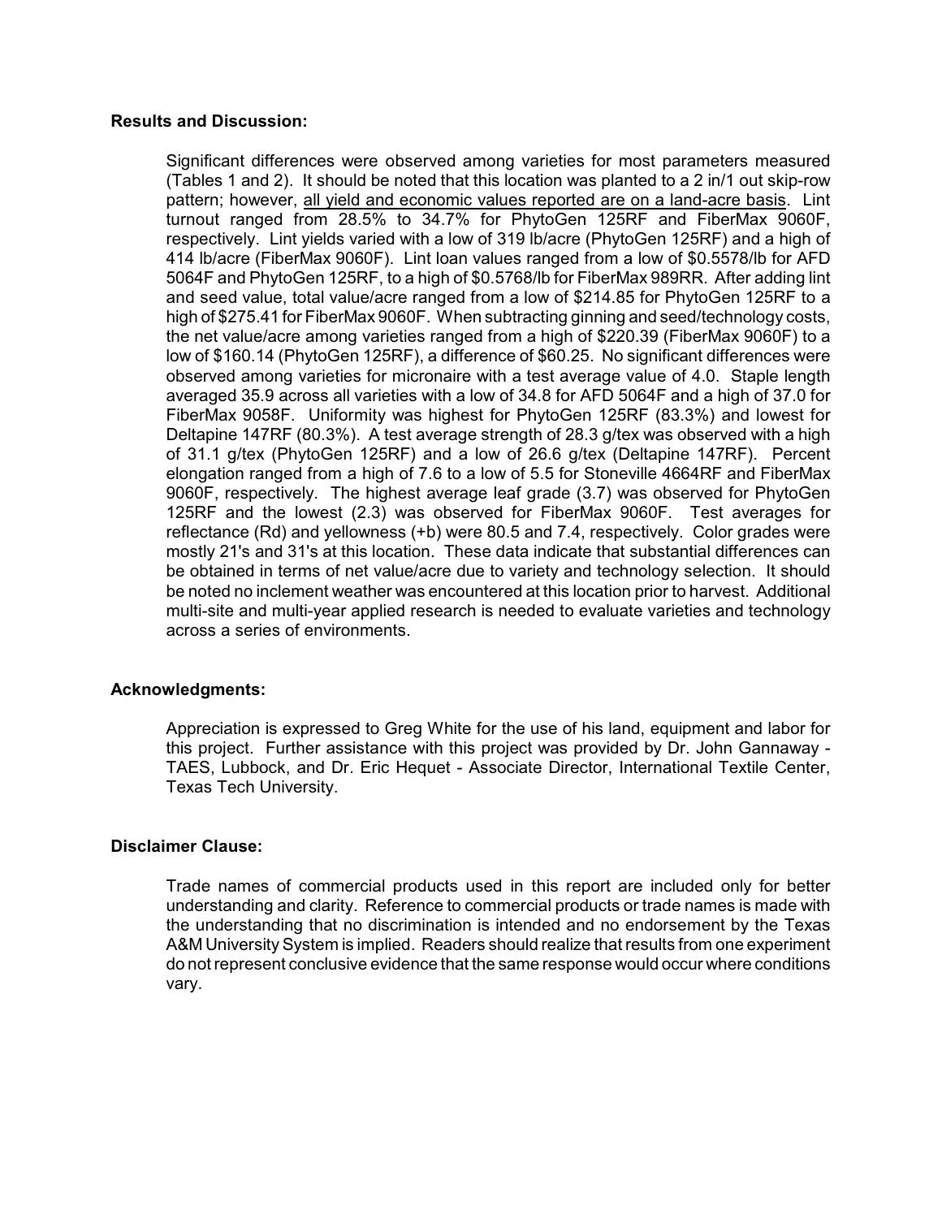**Results and Discussion:**

Significant differences were observed among varieties for most parameters measured (Tables 1 and 2). It should be noted that this location was planted to a 2 in/1 out skip-row pattern; however, <u>all yield and economic values reported are on a land-acre basis</u>. Lint turnout ranged from 28.5% to 34.7% for PhytoGen 125RF and FiberMax 9060F, respectively. Lint yields varied with a low of 319 lb/acre (PhytoGen 125RF) and a high of 414 lb/acre (FiberMax 9060F). Lint loan values ranged from a low of \$0.5578/lb for AFD 5064F and PhytoGen 125RF, to a high of \$0.5768/lb for FiberMax 989RR. After adding lint and seed value, total value/acre ranged from a low of \$214.85 for PhytoGen 125RF to a high of \$275.41 for FiberMax 9060F. When subtracting ginning and seed/technology costs, the net value/acre among varieties ranged from a high of \$220.39 (FiberMax 9060F) to a low of \$160.14 (PhytoGen 125RF), a difference of \$60.25. No significant differences were observed among varieties for micronaire with a test average value of 4.0. Staple length averaged 35.9 across all varieties with a low of 34.8 for AFD 5064F and a high of 37.0 for FiberMax 9058F. Uniformity was highest for PhytoGen 125RF (83.3%) and lowest for Deltapine 147RF (80.3%). A test average strength of 28.3 g/tex was observed with a high of 31.1 g/tex (PhytoGen 125RF) and a low of 26.6 g/tex (Deltapine 147RF). Percent elongation ranged from a high of 7.6 to a low of 5.5 for Stoneville 4664RF and FiberMax 9060F, respectively. The highest average leaf grade (3.7) was observed for PhytoGen 125RF and the lowest (2.3) was observed for FiberMax 9060F. Test averages for reflectance (Rd) and yellowness (+b) were 80.5 and 7.4, respectively. Color grades were mostly 21's and 31's at this location. These data indicate that substantial differences can be obtained in terms of net value/acre due to variety and technology selection. It should be noted no inclement weather was encountered at this location prior to harvest. Additional multi-site and multi-year applied research is needed to evaluate varieties and technology across a series of environments.

**Acknowledgments:**

Appreciation is expressed to Greg White for the use of his land, equipment and labor for this project. Further assistance with this project was provided by Dr. John Gannaway - TAES, Lubbock, and Dr. Eric Hequet - Associate Director, International Textile Center, Texas Tech University.

**Disclaimer Clause:**

Trade names of commercial products used in this report are included only for better understanding and clarity. Reference to commercial products or trade names is made with the understanding that no discrimination is intended and no endorsement by the Texas A&M University System is implied. Readers should realize that results from one experiment do not represent conclusive evidence that the same response would occur where conditions vary.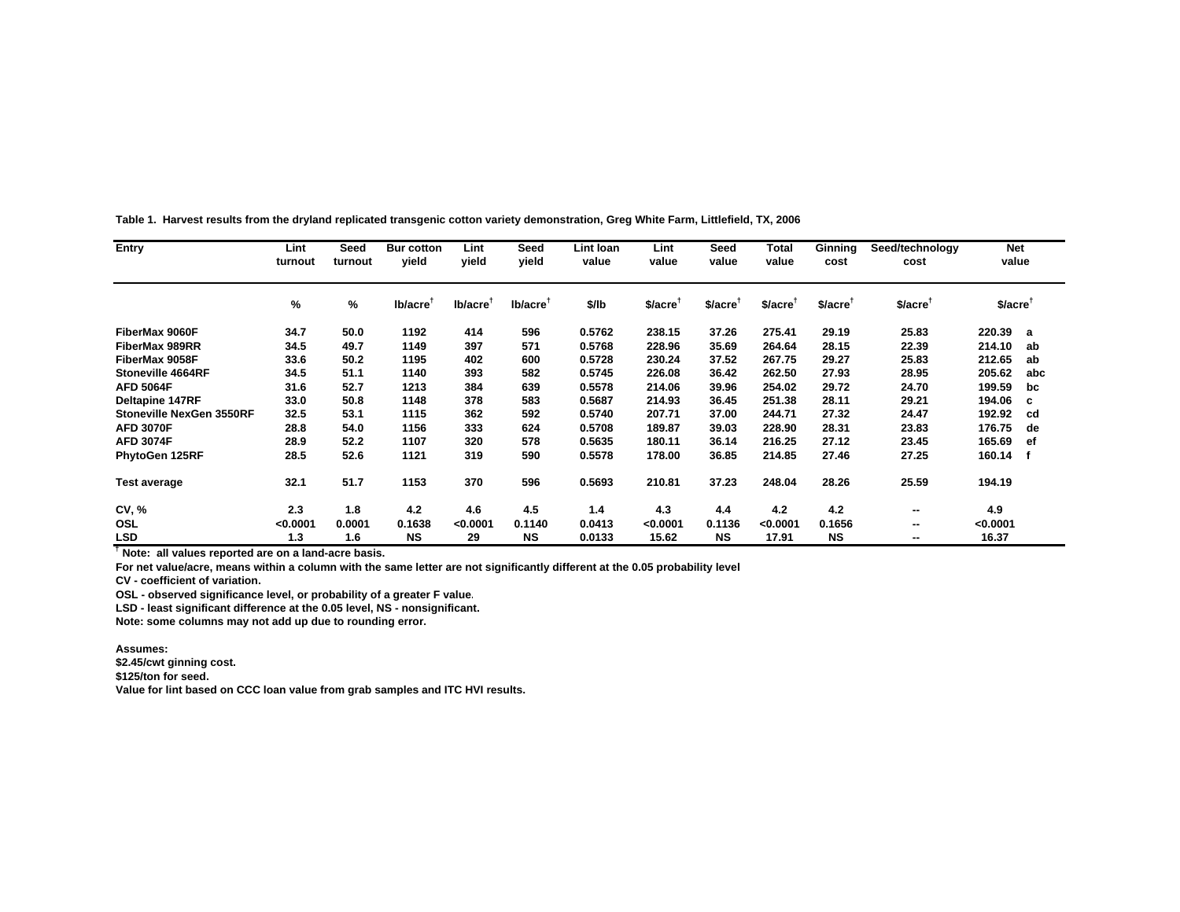**Table 1. Harvest results from the dryland replicated transgenic cotton variety demonstration, Greg White Farm, Littlefield, TX, 2006**

| Entry | Lint turnout | Seed turnout | Bur cotton yield | Lint yield | Seed yield | Lint loan value | Lint value | Seed value | Total value | Ginning cost | Seed/technology cost | Net value | |
|---|---|---|---|---|---|---|---|---|---|---|---|---|---|
| | % | % | lb/acre† | lb/acre† | lb/acre† | $/lb | $/acre† | $/acre† | $/acre† | $/acre† | $/acre† | $/acre† | |
| FiberMax 9060F | 34.7 | 50.0 | 1192 | 414 | 596 | 0.5762 | 238.15 | 37.26 | 275.41 | 29.19 | 25.83 | 220.39 | a |
| FiberMax 989RR | 34.5 | 49.7 | 1149 | 397 | 571 | 0.5768 | 228.96 | 35.69 | 264.64 | 28.15 | 22.39 | 214.10 | ab |
| FiberMax 9058F | 33.6 | 50.2 | 1195 | 402 | 600 | 0.5728 | 230.24 | 37.52 | 267.75 | 29.27 | 25.83 | 212.65 | ab |
| Stoneville 4664RF | 34.5 | 51.1 | 1140 | 393 | 582 | 0.5745 | 226.08 | 36.42 | 262.50 | 27.93 | 28.95 | 205.62 | abc |
| AFD 5064F | 31.6 | 52.7 | 1213 | 384 | 639 | 0.5578 | 214.06 | 39.96 | 254.02 | 29.72 | 24.70 | 199.59 | bc |
| Deltapine 147RF | 33.0 | 50.8 | 1148 | 378 | 583 | 0.5687 | 214.93 | 36.45 | 251.38 | 28.11 | 29.21 | 194.06 | c |
| Stoneville NexGen 3550RF | 32.5 | 53.1 | 1115 | 362 | 592 | 0.5740 | 207.71 | 37.00 | 244.71 | 27.32 | 24.47 | 192.92 | cd |
| AFD 3070F | 28.8 | 54.0 | 1156 | 333 | 624 | 0.5708 | 189.87 | 39.03 | 228.90 | 28.31 | 23.83 | 176.75 | de |
| AFD 3074F | 28.9 | 52.2 | 1107 | 320 | 578 | 0.5635 | 180.11 | 36.14 | 216.25 | 27.12 | 23.45 | 165.69 | ef |
| PhytoGen 125RF | 28.5 | 52.6 | 1121 | 319 | 590 | 0.5578 | 178.00 | 36.85 | 214.85 | 27.46 | 27.25 | 160.14 | f |
| Test average | 32.1 | 51.7 | 1153 | 370 | 596 | 0.5693 | 210.81 | 37.23 | 248.04 | 28.26 | 25.59 | 194.19 | |
| CV, % | 2.3 | 1.8 | 4.2 | 4.6 | 4.5 | 1.4 | 4.3 | 4.4 | 4.2 | 4.2 | -- | 4.9 | |
| OSL | <0.0001 | 0.0001 | 0.1638 | <0.0001 | 0.1140 | 0.0413 | <0.0001 | 0.1136 | <0.0001 | 0.1656 | -- | <0.0001 | |
| LSD | 1.3 | 1.6 | NS | 29 | NS | 0.0133 | 15.62 | NS | 17.91 | NS | -- | 16.37 | |

† Note: all values reported are on a land-acre basis.

For net value/acre, means within a column with the same letter are not significantly different at the 0.05 probability level

CV - coefficient of variation.

OSL - observed significance level, or probability of a greater F value.

LSD - least significant difference at the 0.05 level, NS - nonsignificant.

Note: some columns may not add up due to rounding error.

Assumes:

$2.45/cwt ginning cost.

$125/ton for seed.

Value for lint based on CCC loan value from grab samples and ITC HVI results.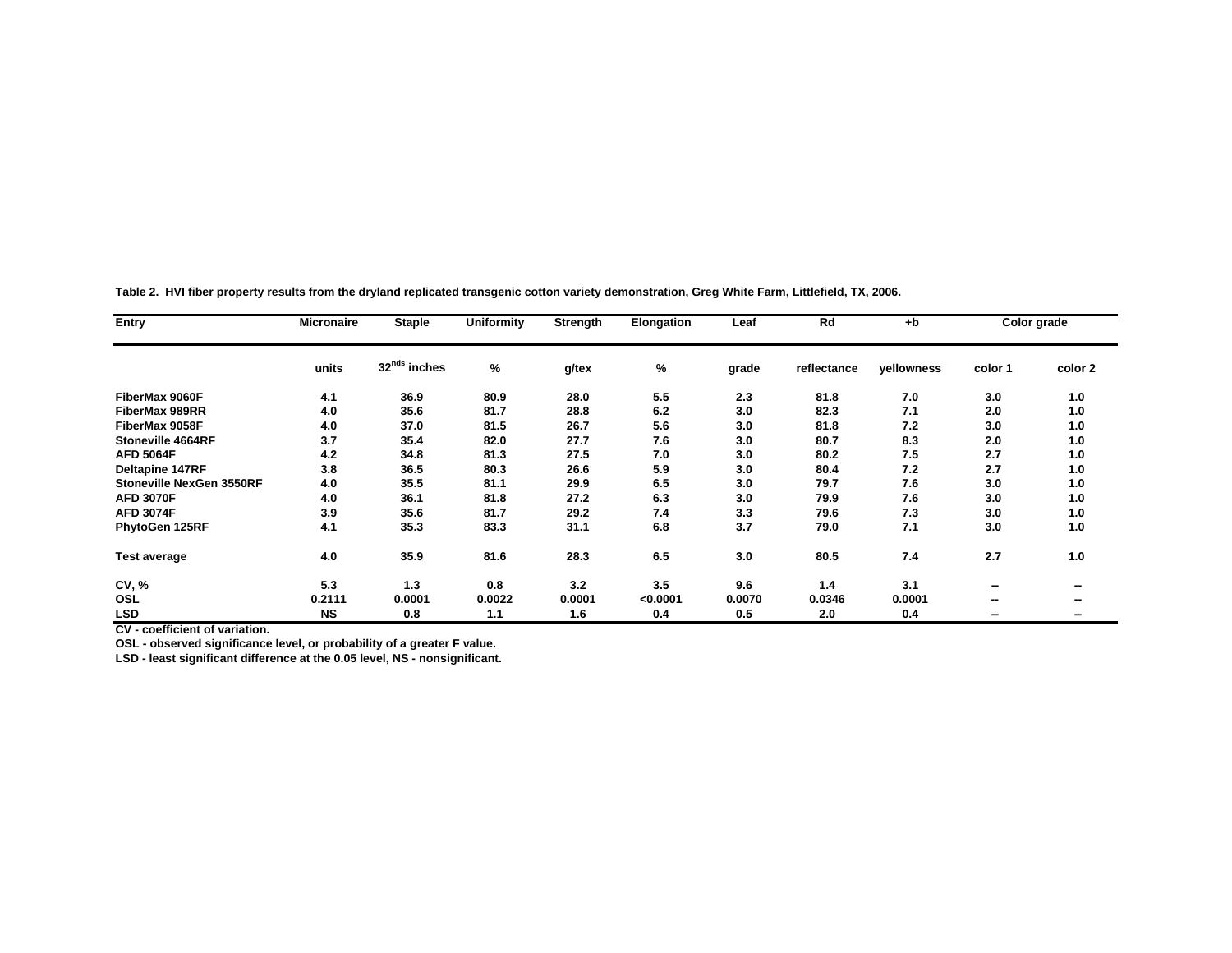**Table 2. HVI fiber property results from the dryland replicated transgenic cotton variety demonstration, Greg White Farm, Littlefield, TX, 2006.**

| Entry | Micronaire | Staple | Uniformity | Strength | Elongation | Leaf | Rd | +b | Color grade | |
|---|---|---|---|---|---|---|---|---|---|---|
| | units | $32^{nds}$ inches | % | g/tex | % | grade | reflectance | yellowness | color 1 | color 2 |
| FiberMax 9060F | 4.1 | 36.9 | 80.9 | 28.0 | 5.5 | 2.3 | 81.8 | 7.0 | 3.0 | 1.0 |
| FiberMax 989RR | 4.0 | 35.6 | 81.7 | 28.8 | 6.2 | 3.0 | 82.3 | 7.1 | 2.0 | 1.0 |
| FiberMax 9058F | 4.0 | 37.0 | 81.5 | 26.7 | 5.6 | 3.0 | 81.8 | 7.2 | 3.0 | 1.0 |
| Stoneville 4664RF | 3.7 | 35.4 | 82.0 | 27.7 | 7.6 | 3.0 | 80.7 | 8.3 | 2.0 | 1.0 |
| AFD 5064F | 4.2 | 34.8 | 81.3 | 27.5 | 7.0 | 3.0 | 80.2 | 7.5 | 2.7 | 1.0 |
| Deltapine 147RF | 3.8 | 36.5 | 80.3 | 26.6 | 5.9 | 3.0 | 80.4 | 7.2 | 2.7 | 1.0 |
| Stoneville NexGen 3550RF | 4.0 | 35.5 | 81.1 | 29.9 | 6.5 | 3.0 | 79.7 | 7.6 | 3.0 | 1.0 |
| AFD 3070F | 4.0 | 36.1 | 81.8 | 27.2 | 6.3 | 3.0 | 79.9 | 7.6 | 3.0 | 1.0 |
| AFD 3074F | 3.9 | 35.6 | 81.7 | 29.2 | 7.4 | 3.3 | 79.6 | 7.3 | 3.0 | 1.0 |
| PhytoGen 125RF | 4.1 | 35.3 | 83.3 | 31.1 | 6.8 | 3.7 | 79.0 | 7.1 | 3.0 | 1.0 |
| Test average | 4.0 | 35.9 | 81.6 | 28.3 | 6.5 | 3.0 | 80.5 | 7.4 | 2.7 | 1.0 |
| CV, % | 5.3 | 1.3 | 0.8 | 3.2 | 3.5 | 9.6 | 1.4 | 3.1 | -- | -- |
| OSL | 0.2111 | 0.0001 | 0.0022 | 0.0001 | <0.0001 | 0.0070 | 0.0346 | 0.0001 | -- | -- |
| LSD | NS | 0.8 | 1.1 | 1.6 | 0.4 | 0.5 | 2.0 | 0.4 | -- | -- |

CV - coefficient of variation.

OSL - observed significance level, or probability of a greater F value.

LSD - least significant difference at the 0.05 level, NS - nonsignificant.